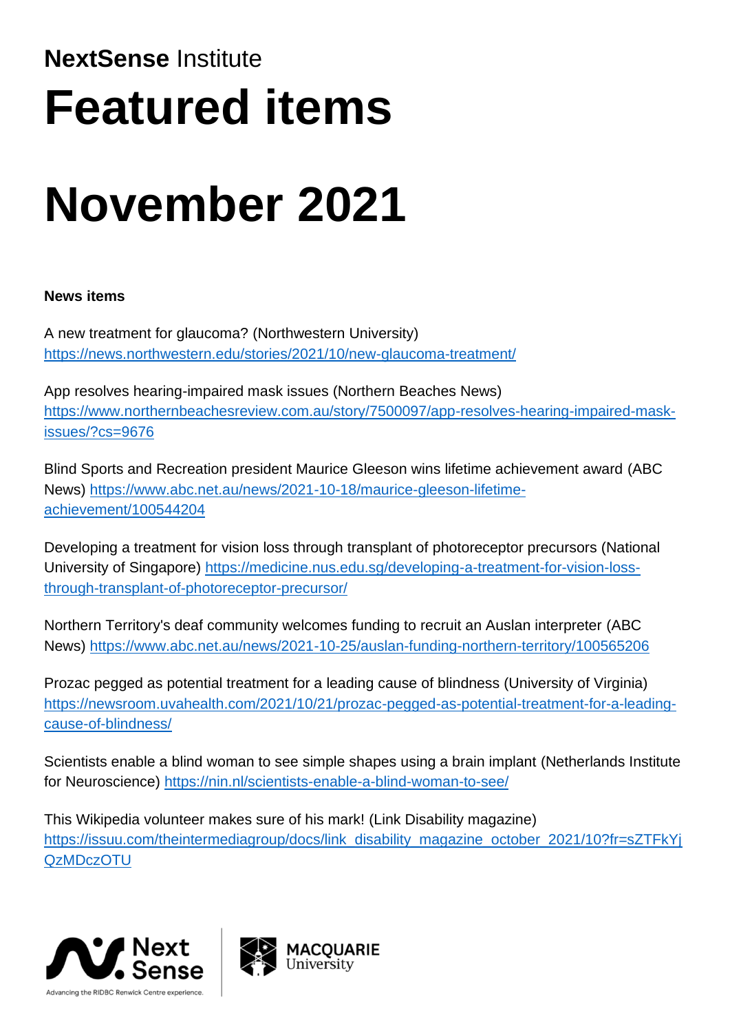**NextSense** Institute

# Featured items

# November 2021

**News items**

A new treatment for glaucoma? (Northwestern University)
https://news.northwestern.edu/stories/2021/10/new-glaucoma-treatment/

App resolves hearing-impaired mask issues (Northern Beaches News)
https://www.northernbeachesreview.com.au/story/7500097/app-resolves-hearing-impaired-mask-issues/?cs=9676

Blind Sports and Recreation president Maurice Gleeson wins lifetime achievement award (ABC News) https://www.abc.net.au/news/2021-10-18/maurice-gleeson-lifetime-achievement/100544204

Developing a treatment for vision loss through transplant of photoreceptor precursors (National University of Singapore) https://medicine.nus.edu.sg/developing-a-treatment-for-vision-loss-through-transplant-of-photoreceptor-precursor/

Northern Territory's deaf community welcomes funding to recruit an Auslan interpreter (ABC News) https://www.abc.net.au/news/2021-10-25/auslan-funding-northern-territory/100565206

Prozac pegged as potential treatment for a leading cause of blindness (University of Virginia)
https://newsroom.uvahealth.com/2021/10/21/prozac-pegged-as-potential-treatment-for-a-leading-cause-of-blindness/

Scientists enable a blind woman to see simple shapes using a brain implant (Netherlands Institute for Neuroscience) https://nin.nl/scientists-enable-a-blind-woman-to-see/

This Wikipedia volunteer makes sure of his mark! (Link Disability magazine)
https://issuu.com/theintermediagroup/docs/link_disability_magazine_october_2021/10?fr=sZTFkYjQzMDczOTU

Next Sense
Advancing the RIDBC Renwick Centre experience.

MACQUARIE University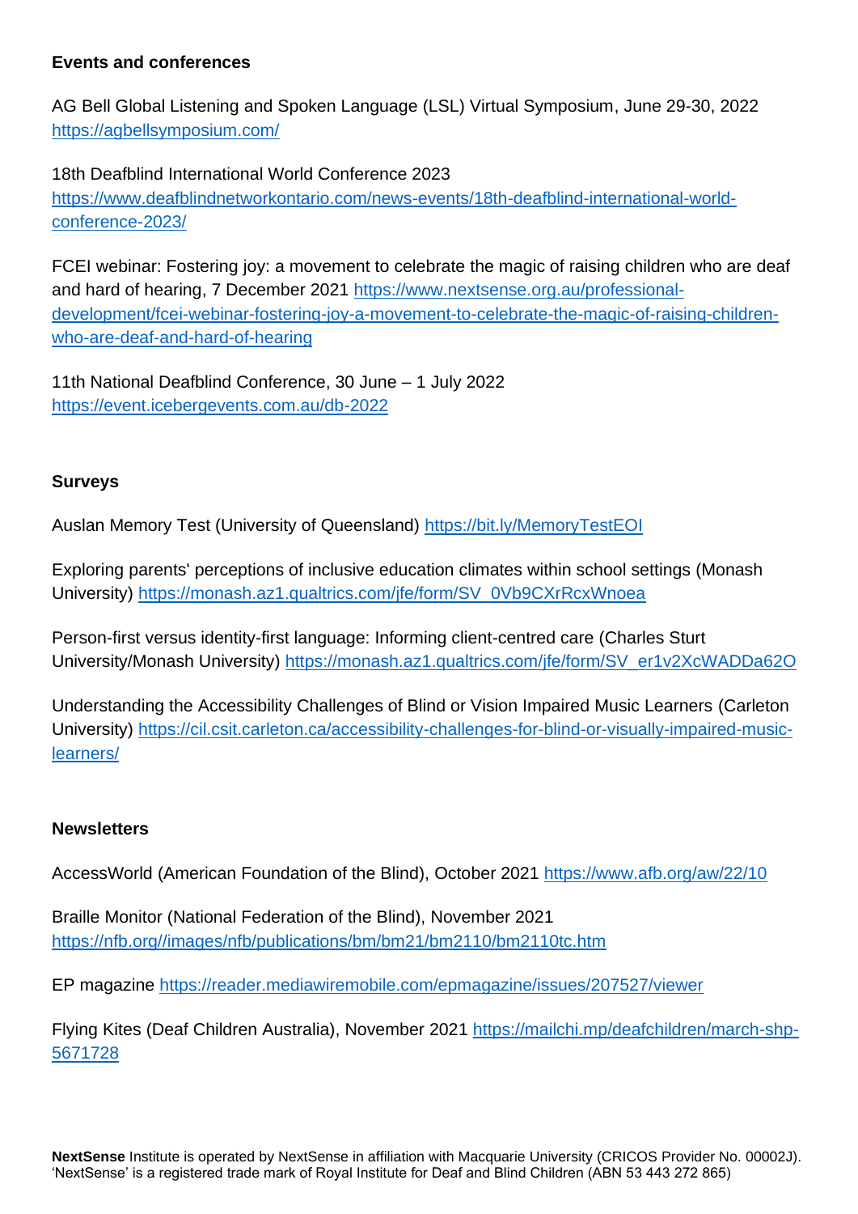**Events and conferences**

AG Bell Global Listening and Spoken Language (LSL) Virtual Symposium, June 29-30, 2022 https://agbellsymposium.com/

18th Deafblind International World Conference 2023 https://www.deafblindnetworkontario.com/news-events/18th-deafblind-international-world-conference-2023/

FCEI webinar: Fostering joy: a movement to celebrate the magic of raising children who are deaf and hard of hearing, 7 December 2021 https://www.nextsense.org.au/professional-development/fcei-webinar-fostering-joy-a-movement-to-celebrate-the-magic-of-raising-children-who-are-deaf-and-hard-of-hearing

11th National Deafblind Conference, 30 June – 1 July 2022 https://event.icebergevents.com.au/db-2022

**Surveys**

Auslan Memory Test (University of Queensland) https://bit.ly/MemoryTestEOI

Exploring parents' perceptions of inclusive education climates within school settings (Monash University) https://monash.az1.qualtrics.com/jfe/form/SV_0Vb9CXrRcxWnoea

Person-first versus identity-first language: Informing client-centred care (Charles Sturt University/Monash University) https://monash.az1.qualtrics.com/jfe/form/SV_er1v2XcWADDa62O

Understanding the Accessibility Challenges of Blind or Vision Impaired Music Learners (Carleton University) https://cil.csit.carleton.ca/accessibility-challenges-for-blind-or-visually-impaired-music-learners/

**Newsletters**

AccessWorld (American Foundation of the Blind), October 2021 https://www.afb.org/aw/22/10

Braille Monitor (National Federation of the Blind), November 2021 https://nfb.org//images/nfb/publications/bm/bm21/bm2110/bm2110tc.htm

EP magazine https://reader.mediawiremobile.com/epmagazine/issues/207527/viewer

Flying Kites (Deaf Children Australia), November 2021 https://mailchi.mp/deafchildren/march-shp-5671728

**NextSense** Institute is operated by NextSense in affiliation with Macquarie University (CRICOS Provider No. 00002J). 'NextSense' is a registered trade mark of Royal Institute for Deaf and Blind Children (ABN 53 443 272 865)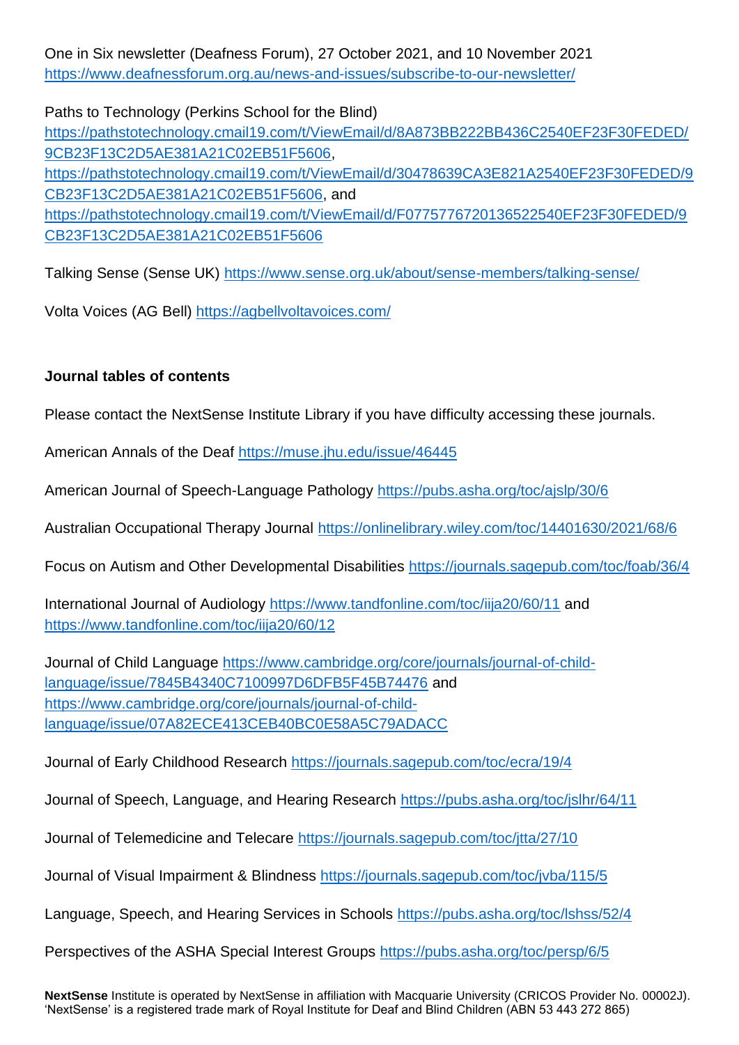One in Six newsletter (Deafness Forum), 27 October 2021, and 10 November 2021 https://www.deafnessforum.org.au/news-and-issues/subscribe-to-our-newsletter/

Paths to Technology (Perkins School for the Blind) https://pathstotechnology.cmail19.com/t/ViewEmail/d/8A873BB222BB436C2540EF23F30FEDED/9CB23F13C2D5AE381A21C02EB51F5606, https://pathstotechnology.cmail19.com/t/ViewEmail/d/30478639CA3E821A2540EF23F30FEDED/9CB23F13C2D5AE381A21C02EB51F5606, and https://pathstotechnology.cmail19.com/t/ViewEmail/d/F07757767201365225 40EF23F30FEDED/9CB23F13C2D5AE381A21C02EB51F5606

Talking Sense (Sense UK) https://www.sense.org.uk/about/sense-members/talking-sense/

Volta Voices (AG Bell) https://agbellvoltavoices.com/

**Journal tables of contents**

Please contact the NextSense Institute Library if you have difficulty accessing these journals.

American Annals of the Deaf https://muse.jhu.edu/issue/46445

American Journal of Speech-Language Pathology https://pubs.asha.org/toc/ajslp/30/6

Australian Occupational Therapy Journal https://onlinelibrary.wiley.com/toc/14401630/2021/68/6

Focus on Autism and Other Developmental Disabilities https://journals.sagepub.com/toc/foab/36/4

International Journal of Audiology https://www.tandfonline.com/toc/iija20/60/11 and https://www.tandfonline.com/toc/iija20/60/12

Journal of Child Language https://www.cambridge.org/core/journals/journal-of-child-language/issue/7845B4340C7100997D6DFB5F45B74476 and https://www.cambridge.org/core/journals/journal-of-child-language/issue/07A82ECE413CEB40BC0E58A5C79ADACC

Journal of Early Childhood Research https://journals.sagepub.com/toc/ecra/19/4

Journal of Speech, Language, and Hearing Research https://pubs.asha.org/toc/jslhr/64/11

Journal of Telemedicine and Telecare https://journals.sagepub.com/toc/jtta/27/10

Journal of Visual Impairment & Blindness https://journals.sagepub.com/toc/jvba/115/5

Language, Speech, and Hearing Services in Schools https://pubs.asha.org/toc/lshss/52/4

Perspectives of the ASHA Special Interest Groups https://pubs.asha.org/toc/persp/6/5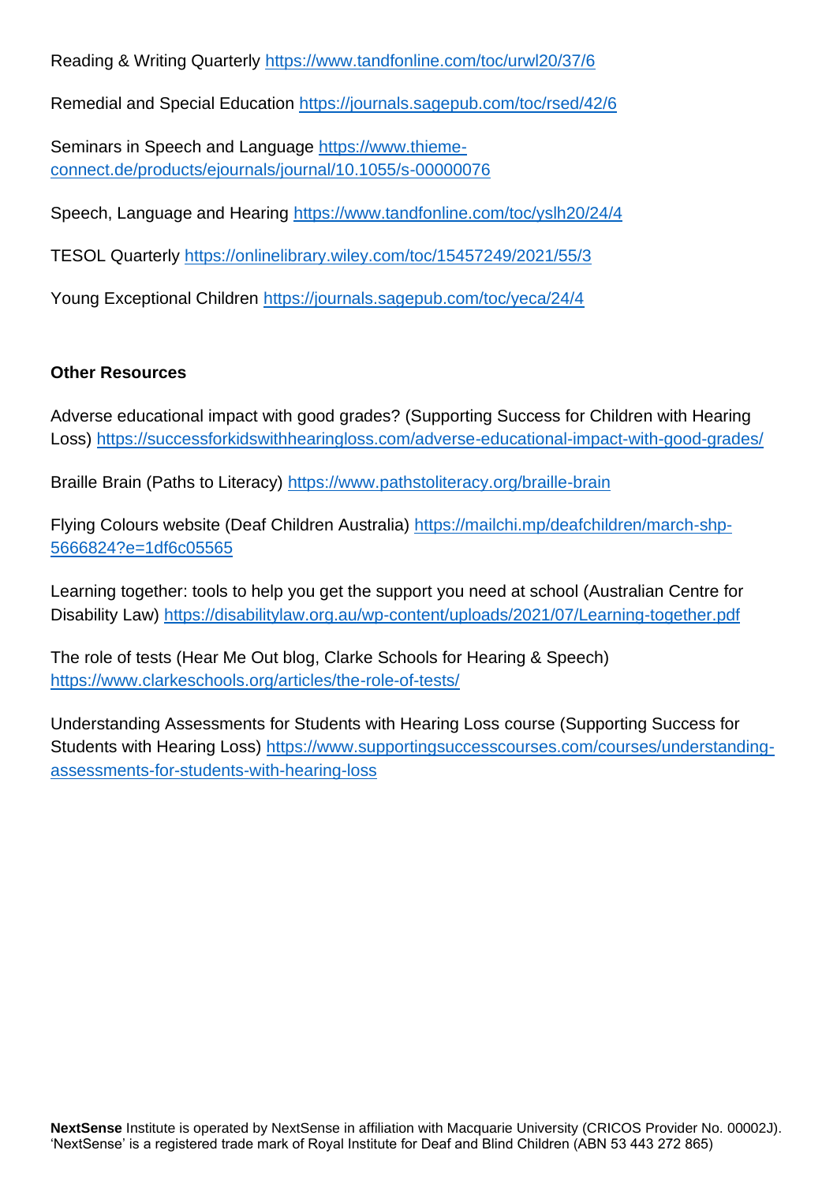Reading & Writing Quarterly https://www.tandfonline.com/toc/urwl20/37/6

Remedial and Special Education https://journals.sagepub.com/toc/rsed/42/6

Seminars in Speech and Language https://www.thieme-connect.de/products/ejournals/journal/10.1055/s-00000076

Speech, Language and Hearing https://www.tandfonline.com/toc/yslh20/24/4

TESOL Quarterly https://onlinelibrary.wiley.com/toc/15457249/2021/55/3

Young Exceptional Children https://journals.sagepub.com/toc/yeca/24/4

**Other Resources**

Adverse educational impact with good grades? (Supporting Success for Children with Hearing Loss) https://successforkidswithhearingloss.com/adverse-educational-impact-with-good-grades/

Braille Brain (Paths to Literacy) https://www.pathstoliteracy.org/braille-brain

Flying Colours website (Deaf Children Australia) https://mailchi.mp/deafchildren/march-shp-5666824?e=1df6c05565

Learning together: tools to help you get the support you need at school (Australian Centre for Disability Law) https://disabilitylaw.org.au/wp-content/uploads/2021/07/Learning-together.pdf

The role of tests (Hear Me Out blog, Clarke Schools for Hearing & Speech) https://www.clarkeschools.org/articles/the-role-of-tests/

Understanding Assessments for Students with Hearing Loss course (Supporting Success for Students with Hearing Loss) https://www.supportingsuccesscourses.com/courses/understanding-assessments-for-students-with-hearing-loss

**NextSense** Institute is operated by NextSense in affiliation with Macquarie University (CRICOS Provider No. 00002J). 'NextSense' is a registered trade mark of Royal Institute for Deaf and Blind Children (ABN 53 443 272 865)